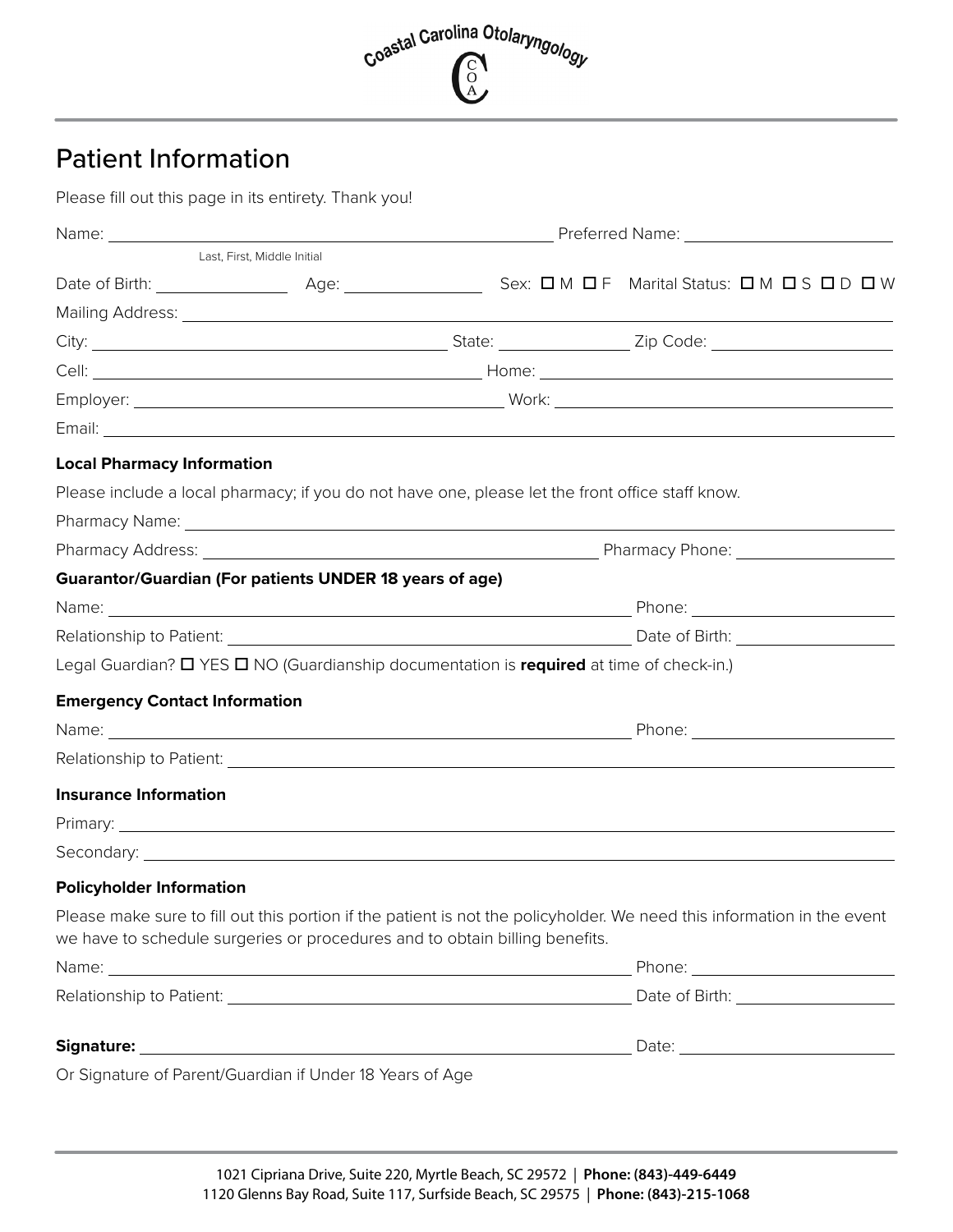Coastal Carolina Otolaryngology

# Patient Information

Please fill out this page in its entirety. Thank you!

Name: ______________________________ Preferred Name: ______________________
Last, First, Middle Initial

Date of Birth: ____________ Age: ____________ Sex: ☐ M ☐ F Marital Status: ☐ M ☐ S ☐ D ☐ W

Mailing Address: ______________________________________________

City: ______________________ State: ____________ Zip Code: ________________

Cell: ______________________ Home: ______________________

Employer: ______________________ Work: ______________________

Email: ______________________________________________

**Local Pharmacy Information**

Please include a local pharmacy; if you do not have one, please let the front office staff know.

Pharmacy Name: ______________________________________________

Pharmacy Address: ______________________ Pharmacy Phone: ________________

**Guarantor/Guardian (For patients UNDER 18 years of age)**

Name: ______________________ Phone: ________________

Relationship to Patient: ______________________ Date of Birth: ________________

Legal Guardian? ☐ YES ☐ NO (Guardianship documentation is **required** at time of check-in.)

**Emergency Contact Information**

Name: ______________________ Phone: ________________

Relationship to Patient: ______________________________________________

**Insurance Information**

Primary: ______________________________________________

Secondary: ______________________________________________

**Policyholder Information**

Please make sure to fill out this portion if the patient is not the policyholder. We need this information in the event we have to schedule surgeries or procedures and to obtain billing benefits.

Name: ______________________ Phone: ________________

Relationship to Patient: ______________________ Date of Birth: ________________

**Signature:** ______________________ Date: ________________

Or Signature of Parent/Guardian if Under 18 Years of Age

1021 Cipriana Drive, Suite 220, Myrtle Beach, SC 29572 | **Phone: (843)-449-6449**
1120 Glenns Bay Road, Suite 117, Surfside Beach, SC 29575 | **Phone: (843)-215-1068**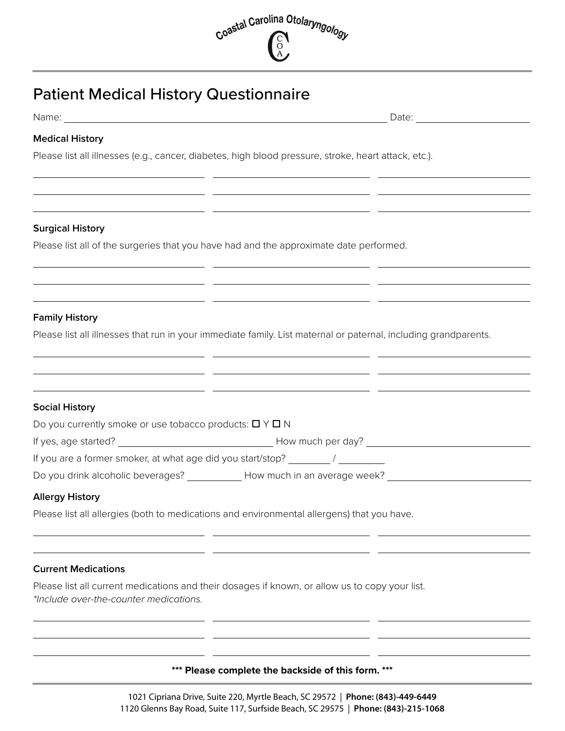Coastal Carolina Otolaryngology

# Patient Medical History Questionnaire

Name: ______________________________ Date: ______________

## Medical History

Please list all illnesses (e.g., cancer, diabetes, high blood pressure, stroke, heart attack, etc.).

| | | |
|---|---|---|
| | | |
| | | |
| | | |

## Surgical History

Please list all of the surgeries that you have had and the approximate date performed.

| | | |
|---|---|---|
| | | |
| | | |
| | | |

## Family History

Please list all illnesses that run in your immediate family. List maternal or paternal, including grandparents.

| | | |
|---|---|---|
| | | |
| | | |
| | | |

## Social History

Do you currently smoke or use tobacco products: ☐ Y ☐ N

If yes, age started? ______________ How much per day? ______________

If you are a former smoker, at what age did you start/stop? ________ / ________

Do you drink alcoholic beverages? ________ How much in an average week? ______________

## Allergy History

Please list all allergies (both to medications and environmental allergens) that you have.

| | | |
|---|---|---|
| | | |
| | | |

## Current Medications

Please list all current medications and their dosages if known, or allow us to copy your list.
*Include over-the-counter medications.*

| | | |
|---|---|---|
| | | |
| | | |
| | | |

**\*\*\* Please complete the backside of this form. \*\*\***

1021 Cipriana Drive, Suite 220, Myrtle Beach, SC 29572 | **Phone: (843)-449-6449**
1120 Glenns Bay Road, Suite 117, Surfside Beach, SC 29575 | **Phone: (843)-215-1068**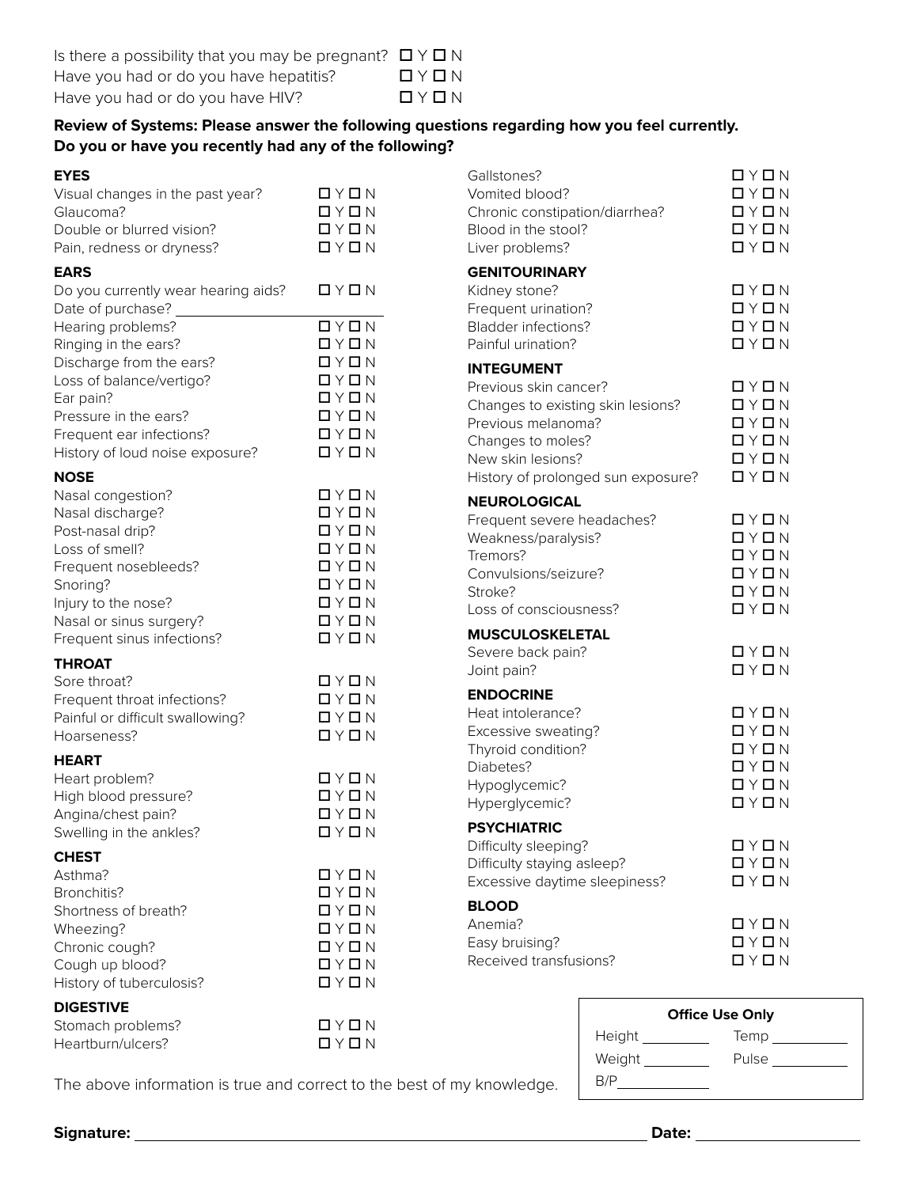Is there a possibility that you may be pregnant? ☐ Y ☐ N
Have you had or do you have hepatitis? ☐ Y ☐ N
Have you had or do you have HIV? ☐ Y ☐ N

**Review of Systems: Please answer the following questions regarding how you feel currently. Do you or have you recently had any of the following?**

**EYES**

Visual changes in the past year? ☐ Y ☐ N
Glaucoma? ☐ Y ☐ N
Double or blurred vision? ☐ Y ☐ N
Pain, redness or dryness? ☐ Y ☐ N

**EARS**

Do you currently wear hearing aids? ☐ Y ☐ N
Date of purchase? ____________________
Hearing problems? ☐ Y ☐ N
Ringing in the ears? ☐ Y ☐ N
Discharge from the ears? ☐ Y ☐ N
Loss of balance/vertigo? ☐ Y ☐ N
Ear pain? ☐ Y ☐ N
Pressure in the ears? ☐ Y ☐ N
Frequent ear infections? ☐ Y ☐ N
History of loud noise exposure? ☐ Y ☐ N

**NOSE**

Nasal congestion? ☐ Y ☐ N
Nasal discharge? ☐ Y ☐ N
Post-nasal drip? ☐ Y ☐ N
Loss of smell? ☐ Y ☐ N
Frequent nosebleeds? ☐ Y ☐ N
Snoring? ☐ Y ☐ N
Injury to the nose? ☐ Y ☐ N
Nasal or sinus surgery? ☐ Y ☐ N
Frequent sinus infections? ☐ Y ☐ N

**THROAT**

Sore throat? ☐ Y ☐ N
Frequent throat infections? ☐ Y ☐ N
Painful or difficult swallowing? ☐ Y ☐ N
Hoarseness? ☐ Y ☐ N

**HEART**

Heart problem? ☐ Y ☐ N
High blood pressure? ☐ Y ☐ N
Angina/chest pain? ☐ Y ☐ N
Swelling in the ankles? ☐ Y ☐ N

**CHEST**

Asthma? ☐ Y ☐ N
Bronchitis? ☐ Y ☐ N
Shortness of breath? ☐ Y ☐ N
Wheezing? ☐ Y ☐ N
Chronic cough? ☐ Y ☐ N
Cough up blood? ☐ Y ☐ N
History of tuberculosis? ☐ Y ☐ N

**DIGESTIVE**

Stomach problems? ☐ Y ☐ N
Heartburn/ulcers? ☐ Y ☐ N
Gallstones? ☐ Y ☐ N
Vomited blood? ☐ Y ☐ N
Chronic constipation/diarrhea? ☐ Y ☐ N
Blood in the stool? ☐ Y ☐ N
Liver problems? ☐ Y ☐ N

**GENITOURINARY**

Kidney stone? ☐ Y ☐ N
Frequent urination? ☐ Y ☐ N
Bladder infections? ☐ Y ☐ N
Painful urination? ☐ Y ☐ N

**INTEGUMENT**

Previous skin cancer? ☐ Y ☐ N
Changes to existing skin lesions? ☐ Y ☐ N
Previous melanoma? ☐ Y ☐ N
Changes to moles? ☐ Y ☐ N
New skin lesions? ☐ Y ☐ N
History of prolonged sun exposure? ☐ Y ☐ N

**NEUROLOGICAL**

Frequent severe headaches? ☐ Y ☐ N
Weakness/paralysis? ☐ Y ☐ N
Tremors? ☐ Y ☐ N
Convulsions/seizure? ☐ Y ☐ N
Stroke? ☐ Y ☐ N
Loss of consciousness? ☐ Y ☐ N

**MUSCULOSKELETAL**

Severe back pain? ☐ Y ☐ N
Joint pain? ☐ Y ☐ N

**ENDOCRINE**

Heat intolerance? ☐ Y ☐ N
Excessive sweating? ☐ Y ☐ N
Thyroid condition? ☐ Y ☐ N
Diabetes? ☐ Y ☐ N
Hypoglycemic? ☐ Y ☐ N
Hyperglycemic? ☐ Y ☐ N

**PSYCHIATRIC**

Difficulty sleeping? ☐ Y ☐ N
Difficulty staying asleep? ☐ Y ☐ N
Excessive daytime sleepiness? ☐ Y ☐ N

**BLOOD**

Anemia? ☐ Y ☐ N
Easy bruising? ☐ Y ☐ N
Received transfusions? ☐ Y ☐ N

The above information is true and correct to the best of my knowledge.

| **Office Use Only** | |
|---|---|
| Height ________ | Temp ________ |
| Weight ________ | Pulse ________ |
| B/P ________ | |

**Signature:** ____________________________________________ **Date:** ____________________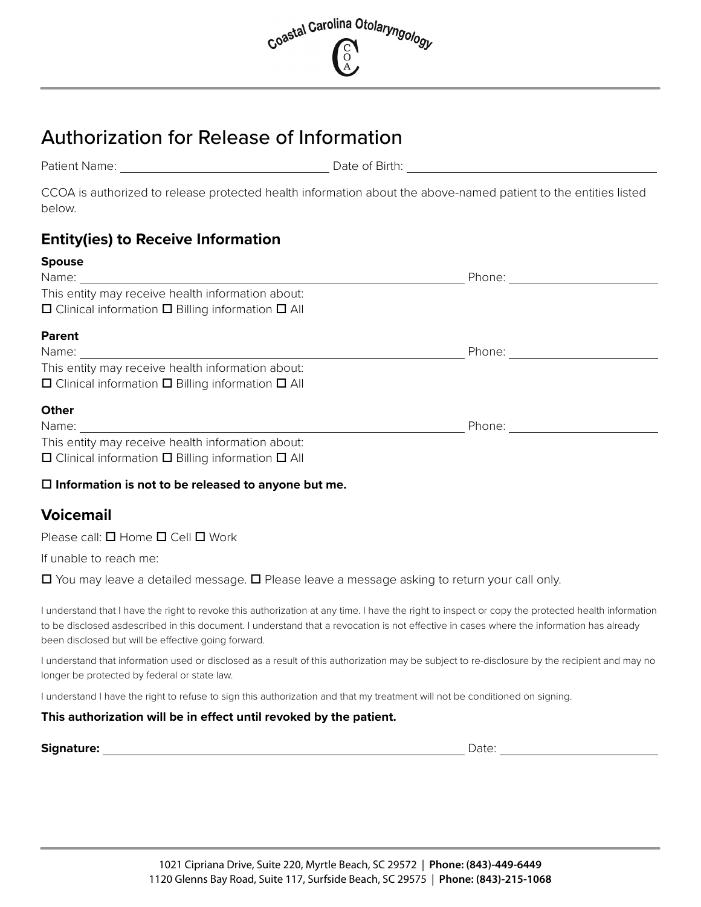Coastal Carolina Otolaryngology

# Authorization for Release of Information

Patient Name: ______________________________ Date of Birth: ______________________________

CCOA is authorized to release protected health information about the above-named patient to the entities listed below.

## Entity(ies) to Receive Information

**Spouse**

Name: ______________________________ Phone: ______________________

This entity may receive health information about:

☐ Clinical information ☐ Billing information ☐ All

**Parent**

Name: ______________________________ Phone: ______________________

This entity may receive health information about:

☐ Clinical information ☐ Billing information ☐ All

**Other**

Name: ______________________________ Phone: ______________________

This entity may receive health information about:

☐ Clinical information ☐ Billing information ☐ All

☐ **Information is not to be released to anyone but me.**

## Voicemail

Please call: ☐ Home ☐ Cell ☐ Work

If unable to reach me:

☐ You may leave a detailed message. ☐ Please leave a message asking to return your call only.

I understand that I have the right to revoke this authorization at any time. I have the right to inspect or copy the protected health information to be disclosed asdescribed in this document. I understand that a revocation is not effective in cases where the information has already been disclosed but will be effective going forward.

I understand that information used or disclosed as a result of this authorization may be subject to re-disclosure by the recipient and may no longer be protected by federal or state law.

I understand I have the right to refuse to sign this authorization and that my treatment will not be conditioned on signing.

**This authorization will be in effect until revoked by the patient.**

**Signature:** ______________________________ Date: ______________________

1021 Cipriana Drive, Suite 220, Myrtle Beach, SC 29572 | **Phone: (843)-449-6449**
1120 Glenns Bay Road, Suite 117, Surfside Beach, SC 29575 | **Phone: (843)-215-1068**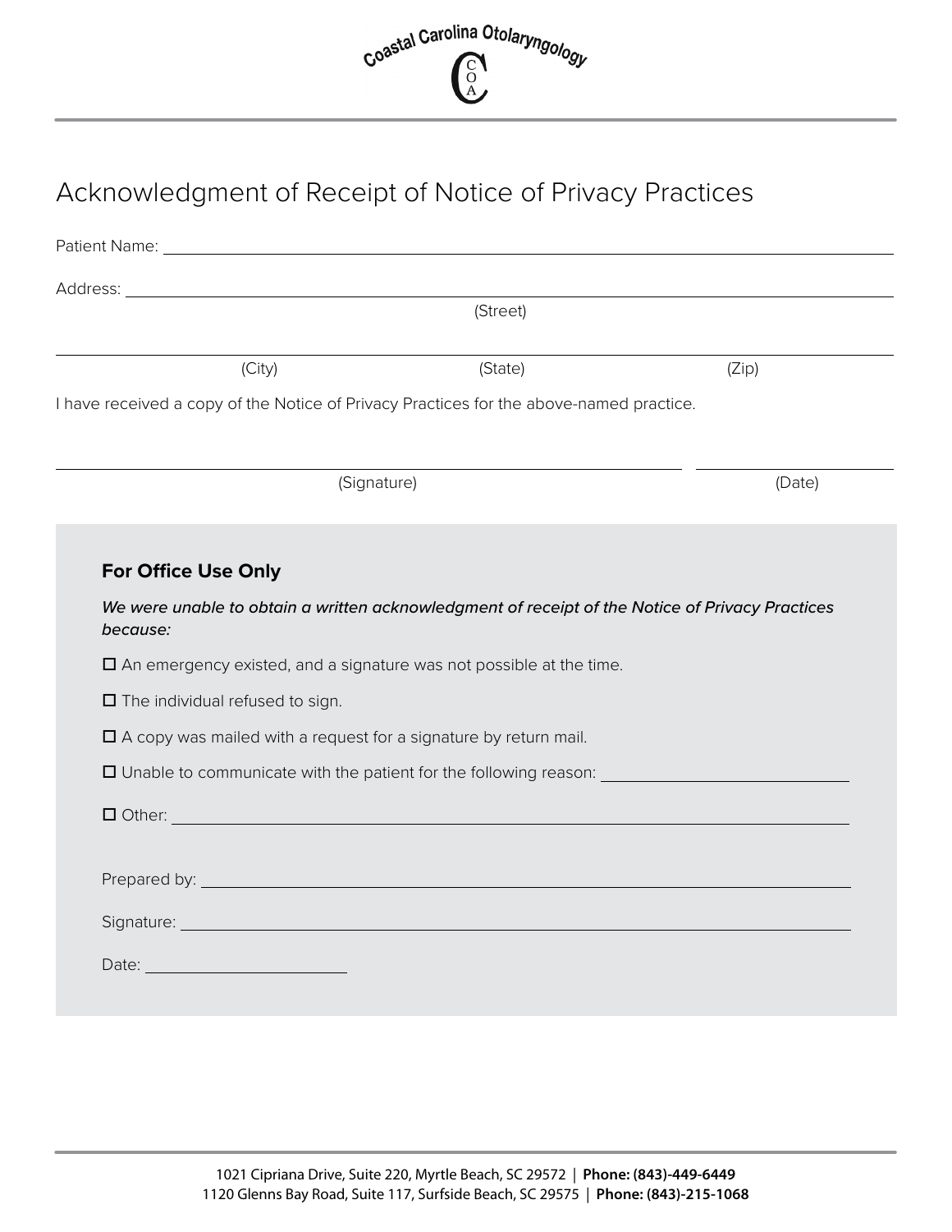Coastal Carolina Otolaryngology

# Acknowledgment of Receipt of Notice of Privacy Practices

Patient Name: ______________________________________________

Address: ______________________________________________
(Street)

______________________________________________
(City) (State) (Zip)

I have received a copy of the Notice of Privacy Practices for the above-named practice.

______________________________________________ ____________________
(Signature) (Date)

### For Office Use Only

*We were unable to obtain a written acknowledgment of receipt of the Notice of Privacy Practices because:*

☐ An emergency existed, and a signature was not possible at the time.

☐ The individual refused to sign.

☐ A copy was mailed with a request for a signature by return mail.

☐ Unable to communicate with the patient for the following reason: ____________________

☐ Other: ______________________________________________

Prepared by: ______________________________________________

Signature: ______________________________________________

Date: ____________________

1021 Cipriana Drive, Suite 220, Myrtle Beach, SC 29572 | **Phone: (843)-449-6449**
1120 Glenns Bay Road, Suite 117, Surfside Beach, SC 29575 | **Phone: (843)-215-1068**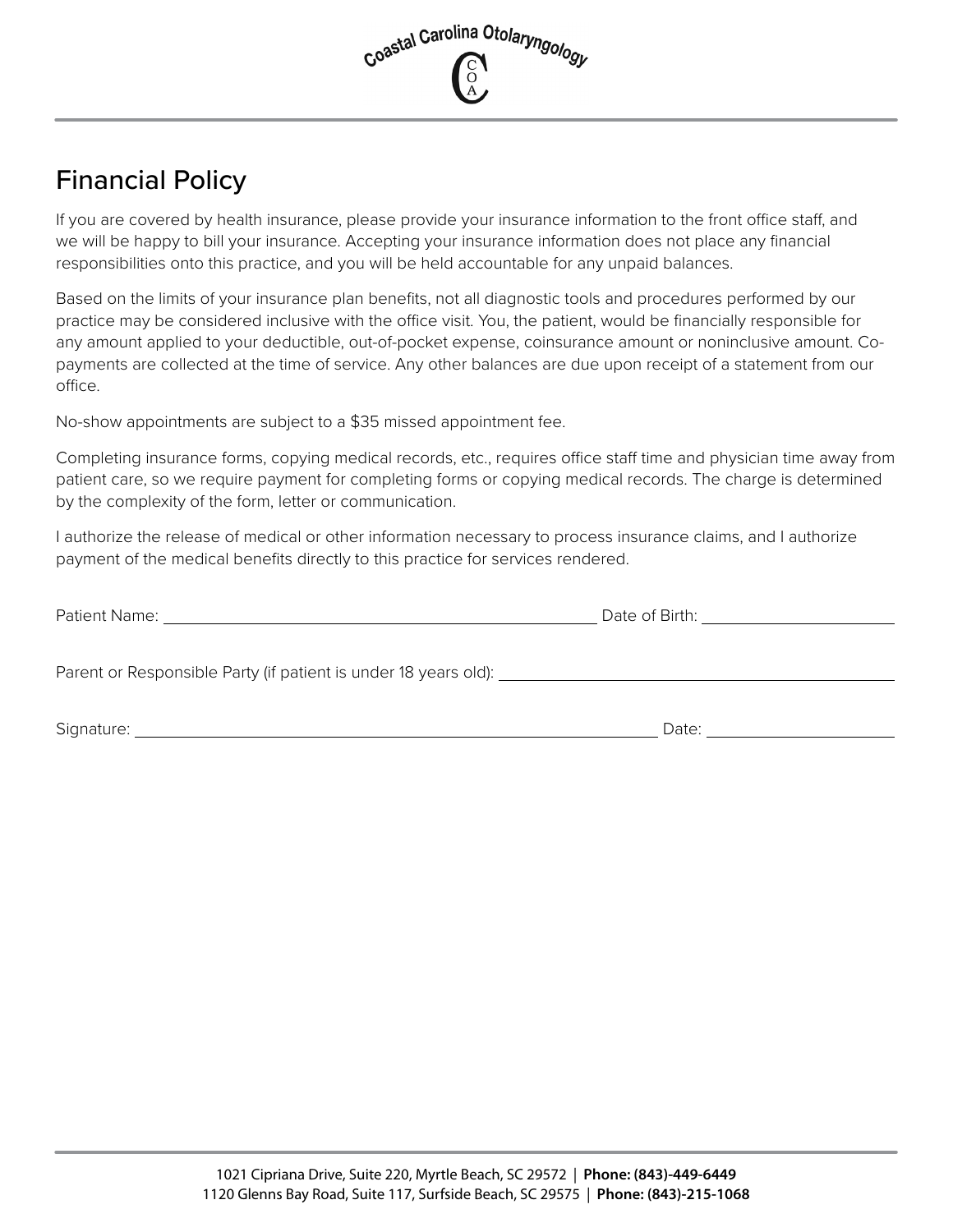Coastal Carolina Otolaryngology

# Financial Policy

If you are covered by health insurance, please provide your insurance information to the front office staff, and we will be happy to bill your insurance. Accepting your insurance information does not place any financial responsibilities onto this practice, and you will be held accountable for any unpaid balances.

Based on the limits of your insurance plan benefits, not all diagnostic tools and procedures performed by our practice may be considered inclusive with the office visit. You, the patient, would be financially responsible for any amount applied to your deductible, out-of-pocket expense, coinsurance amount or noninclusive amount. Co-payments are collected at the time of service. Any other balances are due upon receipt of a statement from our office.

No-show appointments are subject to a $35 missed appointment fee.

Completing insurance forms, copying medical records, etc., requires office staff time and physician time away from patient care, so we require payment for completing forms or copying medical records. The charge is determined by the complexity of the form, letter or communication.

I authorize the release of medical or other information necessary to process insurance claims, and I authorize payment of the medical benefits directly to this practice for services rendered.

Patient Name: ______________________________ Date of Birth: ______________

Parent or Responsible Party (if patient is under 18 years old): ______________________________

Signature: ______________________________ Date: ______________

1021 Cipriana Drive, Suite 220, Myrtle Beach, SC 29572 | **Phone: (843)-449-6449**
1120 Glenns Bay Road, Suite 117, Surfside Beach, SC 29575 | **Phone: (843)-215-1068**